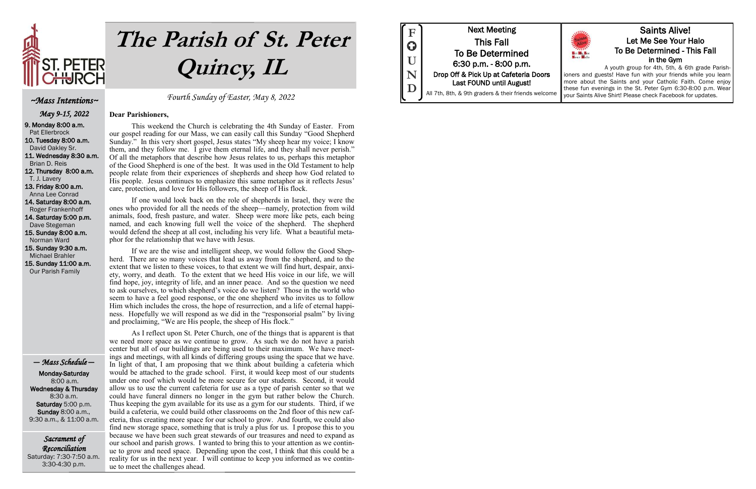# The Parish of St. Peter Quincy, IL

*Fourth Sunday of Easter, May 8, 2022*

## ~Mass Intentions~

*May 9-15, 2022*

- **9. Monday 8:00 a.m.** Pat Ellerbrock
- **10. Tuesday 8:00 a.m.** David Oakley Sr.
- **11. Wednesday 8:30 a.m.** Brian D. Reis
- **12. Thursday 8:00 a.m.** T. J. Lavery
- **13. Friday 8:00 a.m.** Anna Lee Conrad
- **14. Saturday 8:00 a.m.** Roger Frankenhoff
- **14. Saturday 5:00 p.m.** Dave Stegeman
- **15. Sunday 8:00 a.m.** Norman Ward
- **15. Sunday 9:30 a.m.** Michael Brahler
- **15. Sunday 11:00 a.m.** Our Parish Family

## — Mass Schedule —

**Monday-Saturday**
8:00 a.m.
**Wednesday & Thursday**
8:30 a.m.
**Saturday** 5:00 p.m.
**Sunday** 8:00 a.m., 9:30 a.m., & 11:00 a.m.

## Sacrament of Reconciliation

Saturday: 7:30-7:50 a.m.
3:30-4:30 p.m.

**Dear Parishioners,**

This weekend the Church is celebrating the 4th Sunday of Easter. From our gospel reading for our Mass, we can easily call this Sunday "Good Shepherd Sunday." In this very short gospel, Jesus states "My sheep hear my voice; I know them, and they follow me. I give them eternal life, and they shall never perish." Of all the metaphors that describe how Jesus relates to us, perhaps this metaphor of the Good Shepherd is one of the best. It was used in the Old Testament to help people relate from their experiences of shepherds and sheep how God related to His people. Jesus continues to emphasize this same metaphor as it reflects Jesus' care, protection, and love for His followers, the sheep of His flock.

If one would look back on the role of shepherds in Israel, they were the ones who provided for all the needs of the sheep—namely, protection from wild animals, food, fresh pasture, and water. Sheep were more like pets, each being named, and each knowing full well the voice of the shepherd. The shepherd would defend the sheep at all cost, including his very life. What a beautiful metaphor for the relationship that we have with Jesus.

If we are the wise and intelligent sheep, we would follow the Good Shepherd. There are so many voices that lead us away from the shepherd, and to the extent that we listen to these voices, to that extent we will find hurt, despair, anxiety, worry, and death. To the extent that we heed His voice in our life, we will find hope, joy, integrity of life, and an inner peace. And so the question we need to ask ourselves, to which shepherd's voice do we listen? Those in the world who seem to have a feel good response, or the one shepherd who invites us to follow Him which includes the cross, the hope of resurrection, and a life of eternal happiness. Hopefully we will respond as we did in the "responsorial psalm" by living and proclaiming, "We are His people, the sheep of His flock."

As I reflect upon St. Peter Church, one of the things that is apparent is that we need more space as we continue to grow. As such we do not have a parish center but all of our buildings are being used to their maximum. We have meetings and meetings, with all kinds of differing groups using the space that we have. In light of that, I am proposing that we think about building a cafeteria which would be attached to the grade school. First, it would keep most of our students under one roof which would be more secure for our students. Second, it would allow us to use the current cafeteria for use as a type of parish center so that we could have funeral dinners no longer in the gym but rather below the Church. Thus keeping the gym available for its use as a gym for our students. Third, if we build a cafeteria, we could build other classrooms on the 2nd floor of this new cafeteria, thus creating more space for our school to grow. And fourth, we could also find new storage space, something that is truly a plus for us. I propose this to you because we have been such great stewards of our treasures and need to expand as our school and parish grows. I wanted to bring this to your attention as we continue to grow and need space. Depending upon the cost, I think that this could be a reality for us in the next year. I will continue to keep you informed as we continue to meet the challenges ahead.

## FOUND

**Next Meeting**
**This Fall**
**To Be Determined**
**6:30 p.m. - 8:00 p.m.**
**Drop Off & Pick Up at Cafeteria Doors**
**Last FOUND until August!**
All 7th, 8th, & 9th graders & their friends welcome

## Saints Alive!

**Let Me See Your Halo**
**To Be Determined - This Fall**
**in the Gym**

A youth group for 4th, 5th, & 6th grade Parishioners and guests! Have fun with your friends while you learn more about the Saints and your Catholic Faith. Come enjoy these fun evenings in the St. Peter Gym 6:30-8:00 p.m. Wear your Saints Alive Shirt! Please check Facebook for updates.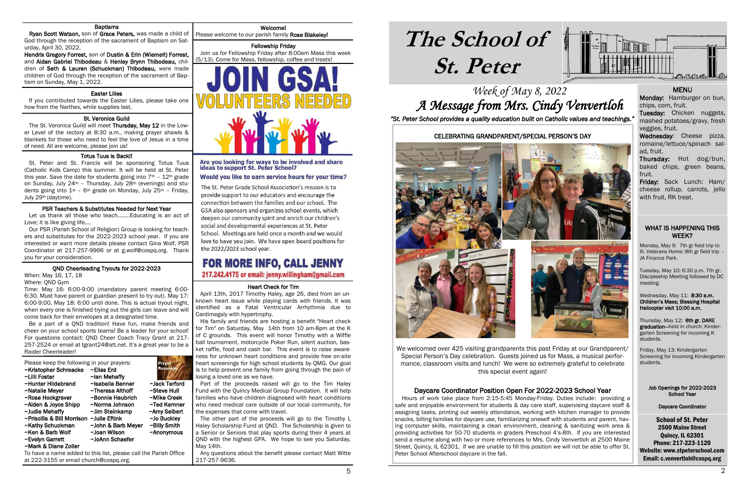## Baptisms

**Ryan Scott Watson**, son of **Grace Peters**, was made a child of God through the reception of the sacrament of Baptism on Saturday, April 30, 2022.

**Hendrix Gregory Forrest**, son of **Dustin & Erin (Wiemelt) Forrest**, and **Aidan Gabriel Thibodeau** & **Henley Brynn Thibodeau**, children of **Seth & Lauren (Schuckman) Thibodeau**, were made children of God through the reception of the sacrament of Baptism on Sunday, May 1, 2022.

## Easter Lilies

If you contributed towards the Easter Lilies, please take one how from the Narthex, while supplies last.

## St. Veronica Guild

The St. Veronica Guild will meet **Thursday, May 12** in the Lower Level of the rectory at 8:30 a.m., making prayer shawls & blankets for those who need to feel the love of Jesus in a time of need. All are welcome, please join us!

## Totus Tuus is Back!!

St. Peter and St. Francis will be sponsoring Totus Tuus (Catholic Kids Camp) this summer. It will be held at St. Peter this year. Save the date for students going into 7th – 12th grade on Sunday, July 24th – Thursday, July 28th (evenings) and students going into 1st – 6th grade on Monday, July 25th – Friday, July 29th (daytime).

## PSR Teachers & Substitutes Needed for Next Year

Let us thank all those who teach……..Educating is an act of Love; it is like giving life….

Our PSR (Parish School of Religion) Group is looking for teachers and substitutes for the 2022-2023 school year. If you are interested or want more details please contact Gina Wolf, PSR Coordinator at 217-257-9966 or at g.wolf@cospq.org. Thank you for your consideration.

## QND Cheerleading Tryouts for 2022-2023

When: May 16, 17, 18

Where: QND Gym

Time: May 16: 6:00-9:00 (mandatory parent meeting 6:00-6:30. Must have parent or guardian present to try out). May 17: 6:00-9:00, May 18: 6:00 until done. This is actual tryout night, when every one is finished trying out the girls can leave and will come back for their envelopes at a designated time.

Be a part of a QND tradition! Have fun, make friends and cheer on your school sports teams! Be a leader for your school! For questions contact: QND Cheer Coach Tracy Grant at 217-257-2524 or email at tgrant24@att.net. It's a great year to be a Raider Cheerleader!

Please keep the following in your prayers:

~Kristopher Schreacke
~Lilli Foster
~Hunter Hildebrand
~Natalie Meyer
~Rose Hockgraver
~Alden & Joyce Shipp
~Judie Mehaffy
~Priscilla & Bill Morrison
~Kathy Schuckman
~Ken & Barb Wolf
~Evelyn Garrett
~Mark & Diane Zoller
~Elias Erd
~Ian Mehaffy
~Isabella Benner
~Theresa Althoff
~Bonnie Haubrich
~Norma Johnson
~Jim Steinkamp
~Julie Eftink
~John & Barb Meyer
~Joan Wilson
~JoAnn Schaefer
~Jack Terford
~Steve Hull
~Mike Creek
~Ted Kemner
~Amy Seibert
~Jo Buckley
~Billy Smith
~Anonymous

To have a name added to this list, please call the Parish Office at 222-3155 or email church@cospq.org.

## Welcome!

Please welcome to our parish family **Rose Blakeley!**

## Fellowship Friday

Join us for Fellowship Friday after 8:00am Mass this week (5/13). Come for Mass, fellowship, coffee and treats!

# JOIN GSA! VOLUNTEERS NEEDED

**Are you looking for ways to be involved and share ideas to support St. Peter School?**

**Would you like to earn service hours for your time?**

The St. Peter Grade School Association's mission is to provide support to our educators and encourage the connection between the families and our school. The GSA also sponsors and organizes school events, which deepen our community spirit and enrich our children's social and developmental experiences at St. Peter School. Meetings are held once a month and we would love to have you join. We have open board positions for the 2022/2023 school year.

**FOR MORE INFO, CALL JENNY**
**217.242.4175 or email: jenny.willingham@gmail.com**

## Heart Check for Tim

April 13th, 2017 Timothy Haley, age 26, died from an unknown heart issue while playing cards with friends. It was identified as a Fatal Ventricular Arrhythmia due to Cardimegaly with hypertrophy.

His family and friends are hosting a benefit "Heart check for Tim" on Saturday, May 14th from 10 am-8pm at the K of C grounds. This event will honor Timothy with a Wiffle ball tournament, motorcycle Poker Run, silent auction, basket raffle, food and cash bar. This event is to raise awareness for unknown heart conditions and provide free on-site heart screenings for high school students by QMG. Our goal is to help prevent one family from going through the pain of losing a loved one as we have.

Part of the proceeds raised will go to the Tim Haley Fund with the Quincy Medical Group Foundation. It will help families who have children diagnosed with heart conditions who need medical care outside of our local community, for the expenses that come with travel.

The other part of the proceeds will go to the Timothy L Haley Scholarship Fund at QND. The Scholarship is given to a Senior or Seniors that play sports during their 4 years at QND with the highest GPA. We hope to see you Saturday, May 14th.

Any questions about the benefit please contact Matt Witte 217-257-9636.

# The School of St. Peter

## *Week of May 8, 2022*
## *A Message from Mrs. Cindy Venvertloh*

*"St. Peter School provides a quality education built on Catholic values and teachings."*

### CELEBRATING GRANDPARENT/SPECIAL PERSON'S DAY

We welcomed over 425 visiting grandparents this past Friday at our Grandparent/Special Person's Day celebration. Guests joined us for Mass, a musical performance, classroom visits and lunch! We were so extremely grateful to celebrate this special event again!

### Daycare Coordinator Position Open For 2022-2023 School Year

Hours of work take place from 2:15-5:45 Monday-Friday. Duties include: providing a safe and enjoyable environment for students & day care staff, supervising daycare staff & assigning tasks, printing out weekly attendance, working with kitchen manager to provide snacks, billing families for daycare use, familiarizing oneself with students and parent, having computer skills, maintaining a clean environment, cleaning & sanitizing work area & providing activities for 50-70 students in graders Preschool 4's-8th. If you are interested send a resume along with two or more references to Mrs. Cindy Venvertloh at 2500 Maine Street, Quincy, IL 62301. If we are unable to fill this position we will not be able to offer St. Peter School Afterschool daycare in the fall.

### MENU

**Monday:** Hamburger on bun, chips, corn, fruit.

**Tuesday:** Chicken nuggets, mashed potatoes/gravy, fresh veggies, fruit.

**Wednesday**: Cheese pizza, romaine/lettuce/spinach salad, fruit.

**Thursday:** Hot dog/bun, baked chips, green beans, fruit.

**Friday:** Sack Lunch: Ham/cheese rollup, carrots, jello with fruit, RK treat.

### WHAT IS HAPPENING THIS WEEK?

Monday, May 9: 7th gr field trip to Ill. Veterans Home; 8th gr field trip - JA Finance Park.

Tuesday, May 10: 6:30 p.m. 7th gr. Discipleship Meeting followed by DC meeting.

Wednesday, May 11: **8:30 a.m. Children's Mass; Blessing Hospital Helicopter visit 10:00 a.m.**

Thursday, May 12: **6th gr. DARE graduation**—held in church; Kindergarten Screening for incoming K students.

Friday, May 13: Kindergarten Screening for incoming Kindergarten students.

**Job Openings for 2022-2023 School Year**

**Daycare Coordinator**

**School of St. Peter**
**2500 Maine Street**
**Quincy, IL 62301**
**Phone: 217-223-1120**
**Website: www.stpeterschool.com**
**Email: c.venvertloh@cospq.org**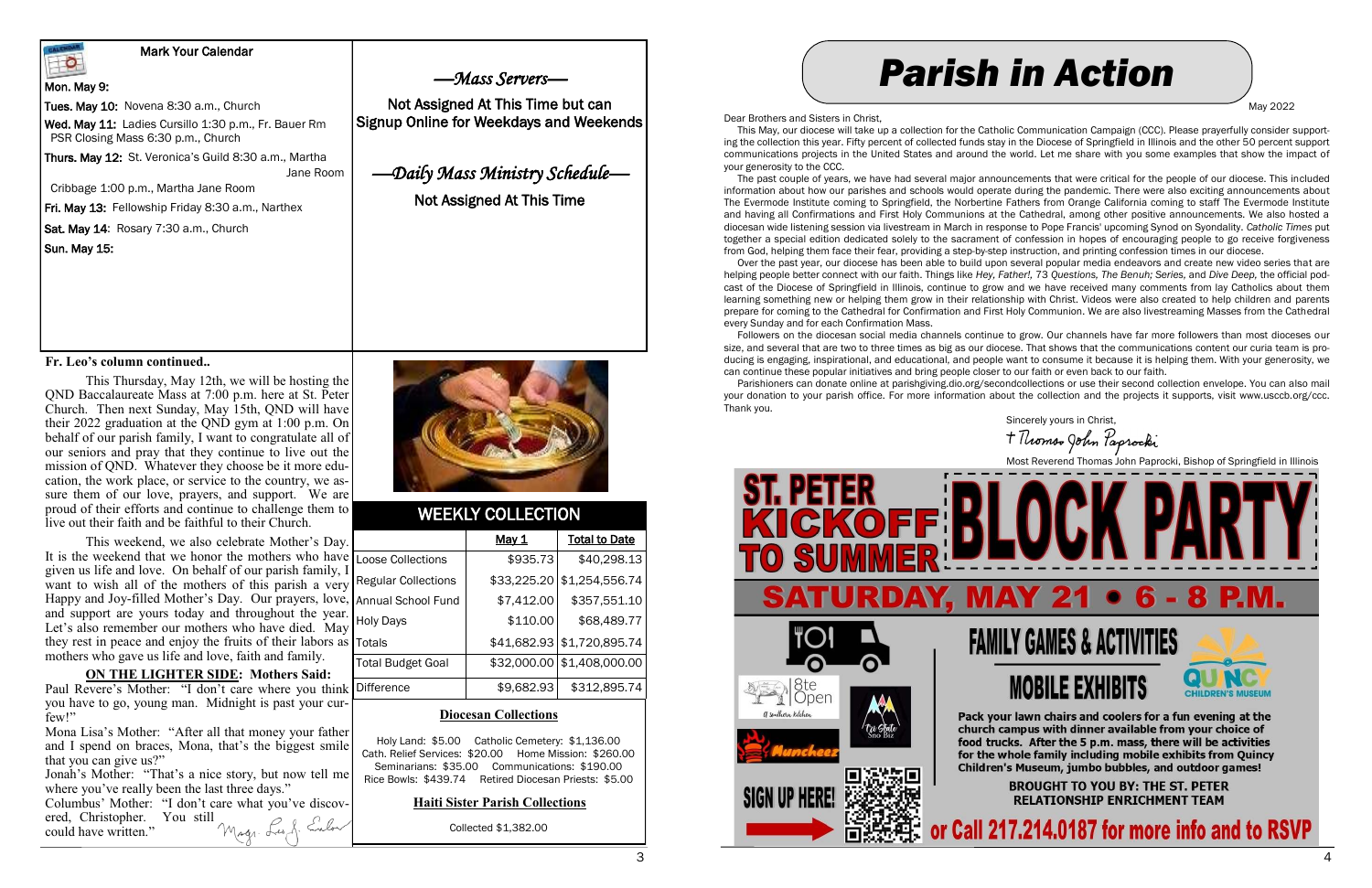### Mark Your Calendar

**Mon. May 9:**

**Tues. May 10:** Novena 8:30 a.m., Church

**Wed. May 11:** Ladies Cursillo 1:30 p.m., Fr. Bauer Rm
PSR Closing Mass 6:30 p.m., Church

**Thurs. May 12:** St. Veronica's Guild 8:30 a.m., Martha Jane Room
Cribbage 1:00 p.m., Martha Jane Room

**Fri. May 13:** Fellowship Friday 8:30 a.m., Narthex

**Sat. May 14:** Rosary 7:30 a.m., Church

**Sun. May 15:**

### *—Mass Servers—*

Not Assigned At This Time but can Signup Online for Weekdays and Weekends

### *—Daily Mass Ministry Schedule—*

Not Assigned At This Time

**Fr. Leo's column continued..**

This Thursday, May 12th, we will be hosting the QND Baccalaureate Mass at 7:00 p.m. here at St. Peter Church. Then next Sunday, May 15th, QND will have their 2022 graduation at the QND gym at 1:00 p.m. On behalf of our parish family, I want to congratulate all of our seniors and pray that they continue to live out the mission of QND. Whatever they choose be it more education, the work place, or service to the country, we assure them of our love, prayers, and support. We are proud of their efforts and continue to challenge them to live out their faith and be faithful to their Church.

This weekend, we also celebrate Mother's Day. It is the weekend that we honor the mothers who have given us life and love. On behalf of our parish family, I want to wish all of the mothers of this parish a very Happy and Joy-filled Mother's Day. Our prayers, love, and support are yours today and throughout the year. Let's also remember our mothers who have died. May they rest in peace and enjoy the fruits of their labors as mothers who gave us life and love, faith and family.

**ON THE LIGHTER SIDE: Mothers Said:**

Paul Revere's Mother: "I don't care where you think you have to go, young man. Midnight is past your curfew!"

Mona Lisa's Mother: "After all that money your father and I spend on braces, Mona, that's the biggest smile that you can give us?"

Jonah's Mother: "That's a nice story, but now tell me where you've really been the last three days."

Columbus' Mother: "I don't care what you've discovered, Christopher. You still could have written."

## WEEKLY COLLECTION

| | May 1 | Total to Date |
|---|---|---|
| Loose Collections | $935.73 | $40,298.13 |
| Regular Collections | $33,225.20 | $1,254,556.74 |
| Annual School Fund | $7,412.00 | $357,551.10 |
| Holy Days | $110.00 | $68,489.77 |
| Totals | $41,682.93 | $1,720,895.74 |
| Total Budget Goal | $32,000.00 | $1,408,000.00 |
| Difference | $9,682.93 | $312,895.74 |

**Diocesan Collections**

Holy Land: $5.00 Catholic Cemetery: $1,136.00
Cath. Relief Services: $20.00 Home Mission: $260.00
Seminarians: $35.00 Communications: $190.00
Rice Bowls: $439.74 Retired Diocesan Priests: $5.00

**Haiti Sister Parish Collections**

Collected $1,382.00

# *Parish in Action*

May 2022

Dear Brothers and Sisters in Christ,

This May, our diocese will take up a collection for the Catholic Communication Campaign (CCC). Please prayerfully consider supporting the collection this year. Fifty percent of collected funds stay in the Diocese of Springfield in Illinois and the other 50 percent support communications projects in the United States and around the world. Let me share with you some examples that show the impact of your generosity to the CCC.

The past couple of years, we have had several major announcements that were critical for the people of our diocese. This included information about how our parishes and schools would operate during the pandemic. There were also exciting announcements about The Evermode Institute coming to Springfield, the Norbertine Fathers from Orange California coming to staff The Evermode Institute and having all Confirmations and First Holy Communions at the Cathedral, among other positive announcements. We also hosted a diocesan wide listening session via livestream in March in response to Pope Francis' upcoming Synod on Syondality. *Catholic Times* put together a special edition dedicated solely to the sacrament of confession in hopes of encouraging people to go receive forgiveness from God, helping them face their fear, providing a step-by-step instruction, and printing confession times in our diocese.

Over the last year, our diocese has been able to build upon several popular media endeavors and create new video series that are helping people better connect with our faith. Things like *Hey, Father!, 73 Questions, The Benuh; Series,* and *Dive Deep,* the official podcast of the Diocese of Springfield in Illinois, continue to grow and we have received many comments from lay Catholics about them learning something new or helping them grow in their relationship with Christ. Videos were also created to help children and parents prepare for coming to the Cathedral for Confirmation and First Holy Communion. We are also livestreaming Masses from the Cathedral every Sunday and for each Confirmation Mass.

Followers on the diocesan social media channels continue to grow. Our channels have far more followers than most dioceses our size, and several that are two to three times as big as our diocese. That shows that the communications content our curia team is producing is engaging, inspirational, and educational, and people want to consume it because it is helping them. With your generosity, we can continue these popular initiatives and bring people closer to our faith or even back to our faith.

Parishioners can donate online at parishgiving.dio.org/secondcollections or use their second collection envelope. You can also mail your donation to your parish office. For more information about the collection and the projects it supports, visit www.usccb.org/ccc. Thank you.

Sincerely yours in Christ,

Most Reverend Thomas John Paprocki, Bishop of Springfield in Illinois

# ST. PETER KICKOFF TO SUMMER BLOCK PARTY

## SATURDAY, MAY 21 • 6 - 8 P.M.

**FAMILY GAMES & ACTIVITIES**

**MOBILE EXHIBITS**

**Pack your lawn chairs and coolers for a fun evening at the church campus with dinner available from your choice of food trucks. After the 5 p.m. mass, there will be activities for the whole family including mobile exhibits from Quincy Children's Museum, jumbo bubbles, and outdoor games!**

**BROUGHT TO YOU BY: THE ST. PETER RELATIONSHIP ENRICHMENT TEAM**

**SIGN UP HERE!**

**or Call 217.214.0187 for more info and to RSVP**